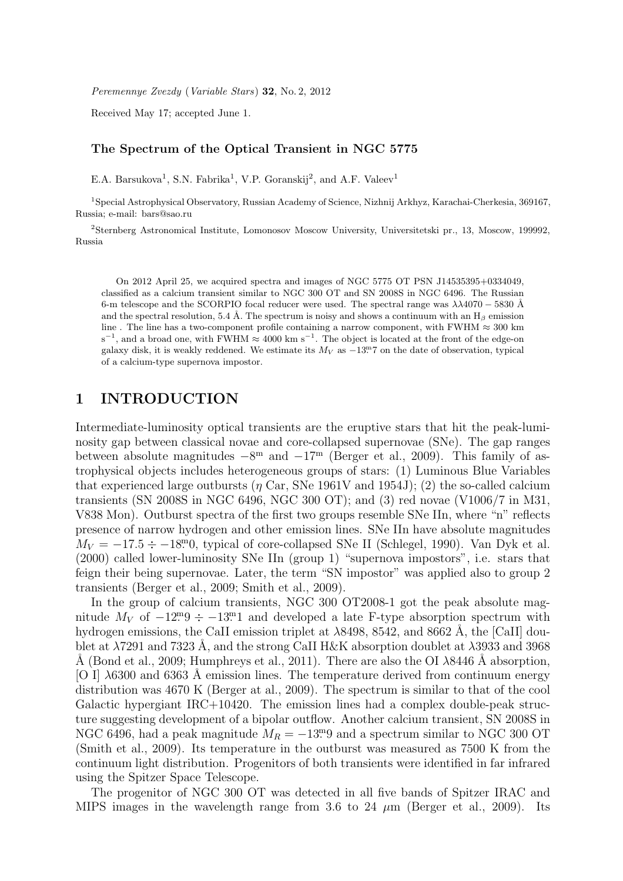*Peremennye Zvezdy* (*Variable Stars*) **32**, No. 2, 2012

Received May 17; accepted June 1.

**The Spectrum of the Optical Transient in NGC 5775**

E.A. Barsukova[1], S.N. Fabrika[1], V.P. Goranskij[2], and A.F. Valeev[1]

[1]Special Astrophysical Observatory, Russian Academy of Science, Nizhnij Arkhyz, Karachai-Cherkesia, 369167, Russia; e-mail: bars@sao.ru

[2]Sternberg Astronomical Institute, Lomonosov Moscow University, Universitetski pr., 13, Moscow, 199992, Russia

On 2012 April 25, we acquired spectra and images of NGC 5775 OT PSN J14535395+0334049, classified as a calcium transient similar to NGC 300 OT and SN 2008S in NGC 6496. The Russian 6-m telescope and the SCORPIO focal reducer were used. The spectral range was $\lambda\lambda 4070-5830$ Å and the spectral resolution, 5.4 Å. The spectrum is noisy and shows a continuum with an $H_\beta$ emission line . The line has a two-component profile containing a narrow component, with FWHM $\approx$ 300 km s$^{-1}$, and a broad one, with FWHM $\approx$ 4000 km s$^{-1}$. The object is located at the front of the edge-on galaxy disk, it is weakly reddened. We estimate its $M_V$ as $-13^{\mathrm{m}}.7$ on the date of observation, typical of a calcium-type supernova impostor.

# 1 INTRODUCTION

Intermediate-luminosity optical transients are the eruptive stars that hit the peak-luminosity gap between classical novae and core-collapsed supernovae (SNe). The gap ranges between absolute magnitudes $-8^{\mathrm{m}}$ and $-17^{\mathrm{m}}$ (Berger et al., 2009). This family of astrophysical objects includes heterogeneous groups of stars: (1) Luminous Blue Variables that experienced large outbursts ($\eta$ Car, SNe 1961V and 1954J); (2) the so-called calcium transients (SN 2008S in NGC 6496, NGC 300 OT); and (3) red novae (V1006/7 in M31, V838 Mon). Outburst spectra of the first two groups resemble SNe IIn, where "n" reflects presence of narrow hydrogen and other emission lines. SNe IIn have absolute magnitudes $M_V = -17.5 \div -18^{\mathrm{m}}.0$, typical of core-collapsed SNe II (Schlegel, 1990). Van Dyk et al. (2000) called lower-luminosity SNe IIn (group 1) "supernova impostors", i.e. stars that feign their being supernovae. Later, the term "SN impostor" was applied also to group 2 transients (Berger et al., 2009; Smith et al., 2009).

In the group of calcium transients, NGC 300 OT2008-1 got the peak absolute magnitude $M_V$ of $-12^{\mathrm{m}}.9 \div -13^{\mathrm{m}}.1$ and developed a late F-type absorption spectrum with hydrogen emissions, the CaII emission triplet at $\lambda$8498, 8542, and 8662 Å, the [CaII] doublet at $\lambda$7291 and 7323 Å, and the strong CaII H&K absorption doublet at $\lambda$3933 and 3968 Å (Bond et al., 2009; Humphreys et al., 2011). There are also the OI $\lambda$8446 Å absorption, [O I] $\lambda$6300 and 6363 Å emission lines. The temperature derived from continuum energy distribution was 4670 K (Berger at al., 2009). The spectrum is similar to that of the cool Galactic hypergiant IRC+10420. The emission lines had a complex double-peak structure suggesting development of a bipolar outflow. Another calcium transient, SN 2008S in NGC 6496, had a peak magnitude $M_R = -13^{\mathrm{m}}.9$ and a spectrum similar to NGC 300 OT (Smith et al., 2009). Its temperature in the outburst was measured as 7500 K from the continuum light distribution. Progenitors of both transients were identified in far infrared using the Spitzer Space Telescope.

The progenitor of NGC 300 OT was detected in all five bands of Spitzer IRAC and MIPS images in the wavelength range from 3.6 to 24 $\mu$m (Berger et al., 2009). Its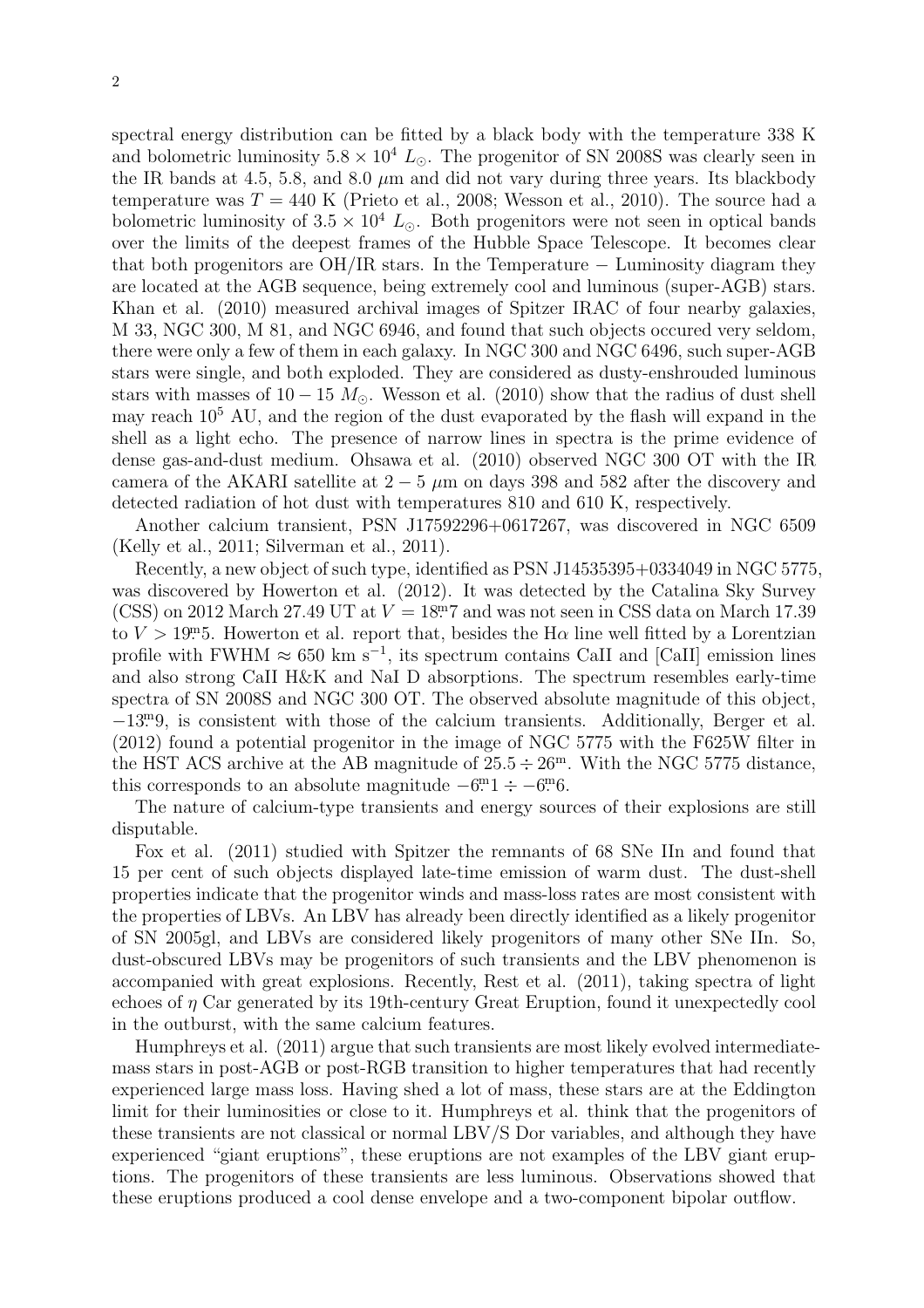spectral energy distribution can be fitted by a black body with the temperature 338 K and bolometric luminosity $5.8 \times 10^4\ L_\odot$. The progenitor of SN 2008S was clearly seen in the IR bands at 4.5, 5.8, and 8.0 $\mu$m and did not vary during three years. Its blackbody temperature was $T = 440$ K (Prieto et al., 2008; Wesson et al., 2010). The source had a bolometric luminosity of $3.5 \times 10^4\ L_\odot$. Both progenitors were not seen in optical bands over the limits of the deepest frames of the Hubble Space Telescope. It becomes clear that both progenitors are OH/IR stars. In the Temperature − Luminosity diagram they are located at the AGB sequence, being extremely cool and luminous (super-AGB) stars. Khan et al. (2010) measured archival images of Spitzer IRAC of four nearby galaxies, M 33, NGC 300, M 81, and NGC 6946, and found that such objects occured very seldom, there were only a few of them in each galaxy. In NGC 300 and NGC 6496, such super-AGB stars were single, and both exploded. They are considered as dusty-enshrouded luminous stars with masses of $10 - 15\ M_\odot$. Wesson et al. (2010) show that the radius of dust shell may reach $10^5$ AU, and the region of the dust evaporated by the flash will expand in the shell as a light echo. The presence of narrow lines in spectra is the prime evidence of dense gas-and-dust medium. Ohsawa et al. (2010) observed NGC 300 OT with the IR camera of the AKARI satellite at $2 - 5\ \mu$m on days 398 and 582 after the discovery and detected radiation of hot dust with temperatures 810 and 610 K, respectively.

Another calcium transient, PSN J17592296+0617267, was discovered in NGC 6509 (Kelly et al., 2011; Silverman et al., 2011).

Recently, a new object of such type, identified as PSN J14535395+0334049 in NGC 5775, was discovered by Howerton et al. (2012). It was detected by the Catalina Sky Survey (CSS) on 2012 March 27.49 UT at $V = 18^{\mathrm{m}}.7$ and was not seen in CSS data on March 17.39 to $V > 19^{\mathrm{m}}.5$. Howerton et al. report that, besides the H$\alpha$ line well fitted by a Lorentzian profile with FWHM $\approx 650$ km s$^{-1}$, its spectrum contains CaII and [CaII] emission lines and also strong CaII H&K and NaI D absorptions. The spectrum resembles early-time spectra of SN 2008S and NGC 300 OT. The observed absolute magnitude of this object, $-13^{\mathrm{m}}.9$, is consistent with those of the calcium transients. Additionally, Berger et al. (2012) found a potential progenitor in the image of NGC 5775 with the F625W filter in the HST ACS archive at the AB magnitude of $25.5 \div 26^{\mathrm{m}}$. With the NGC 5775 distance, this corresponds to an absolute magnitude $-6^{\mathrm{m}}.1 \div -6^{\mathrm{m}}.6$.

The nature of calcium-type transients and energy sources of their explosions are still disputable.

Fox et al. (2011) studied with Spitzer the remnants of 68 SNe IIn and found that 15 per cent of such objects displayed late-time emission of warm dust. The dust-shell properties indicate that the progenitor winds and mass-loss rates are most consistent with the properties of LBVs. An LBV has already been directly identified as a likely progenitor of SN 2005gl, and LBVs are considered likely progenitors of many other SNe IIn. So, dust-obscured LBVs may be progenitors of such transients and the LBV phenomenon is accompanied with great explosions. Recently, Rest et al. (2011), taking spectra of light echoes of $\eta$ Car generated by its 19th-century Great Eruption, found it unexpectedly cool in the outburst, with the same calcium features.

Humphreys et al. (2011) argue that such transients are most likely evolved intermediate-mass stars in post-AGB or post-RGB transition to higher temperatures that had recently experienced large mass loss. Having shed a lot of mass, these stars are at the Eddington limit for their luminosities or close to it. Humphreys et al. think that the progenitors of these transients are not classical or normal LBV/S Dor variables, and although they have experienced "giant eruptions", these eruptions are not examples of the LBV giant eruptions. The progenitors of these transients are less luminous. Observations showed that these eruptions produced a cool dense envelope and a two-component bipolar outflow.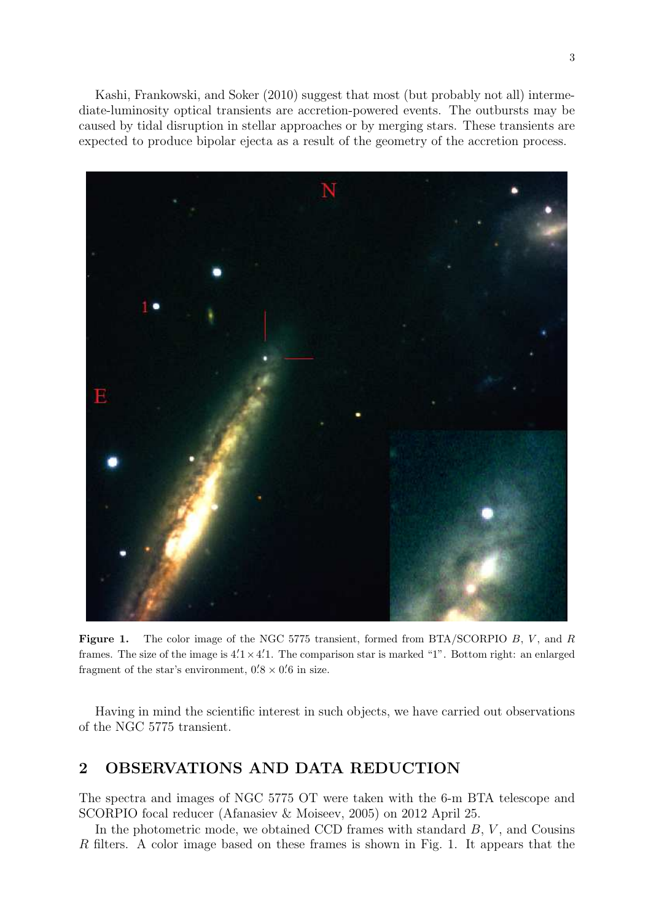Kashi, Frankowski, and Soker (2010) suggest that most (but probably not all) intermediate-luminosity optical transients are accretion-powered events. The outbursts may be caused by tidal disruption in stellar approaches or by merging stars. These transients are expected to produce bipolar ejecta as a result of the geometry of the accretion process.

**Figure 1.** The color image of the NGC 5775 transient, formed from BTA/SCORPIO $B$, $V$, and $R$ frames. The size of the image is $4'.1 \times 4'.1$. The comparison star is marked "1". Bottom right: an enlarged fragment of the star's environment, $0'.8 \times 0'.6$ in size.

Having in mind the scientific interest in such objects, we have carried out observations of the NGC 5775 transient.

## 2 OBSERVATIONS AND DATA REDUCTION

The spectra and images of NGC 5775 OT were taken with the 6-m BTA telescope and SCORPIO focal reducer (Afanasiev & Moiseev, 2005) on 2012 April 25.

In the photometric mode, we obtained CCD frames with standard $B$, $V$, and Cousins $R$ filters. A color image based on these frames is shown in Fig. 1. It appears that the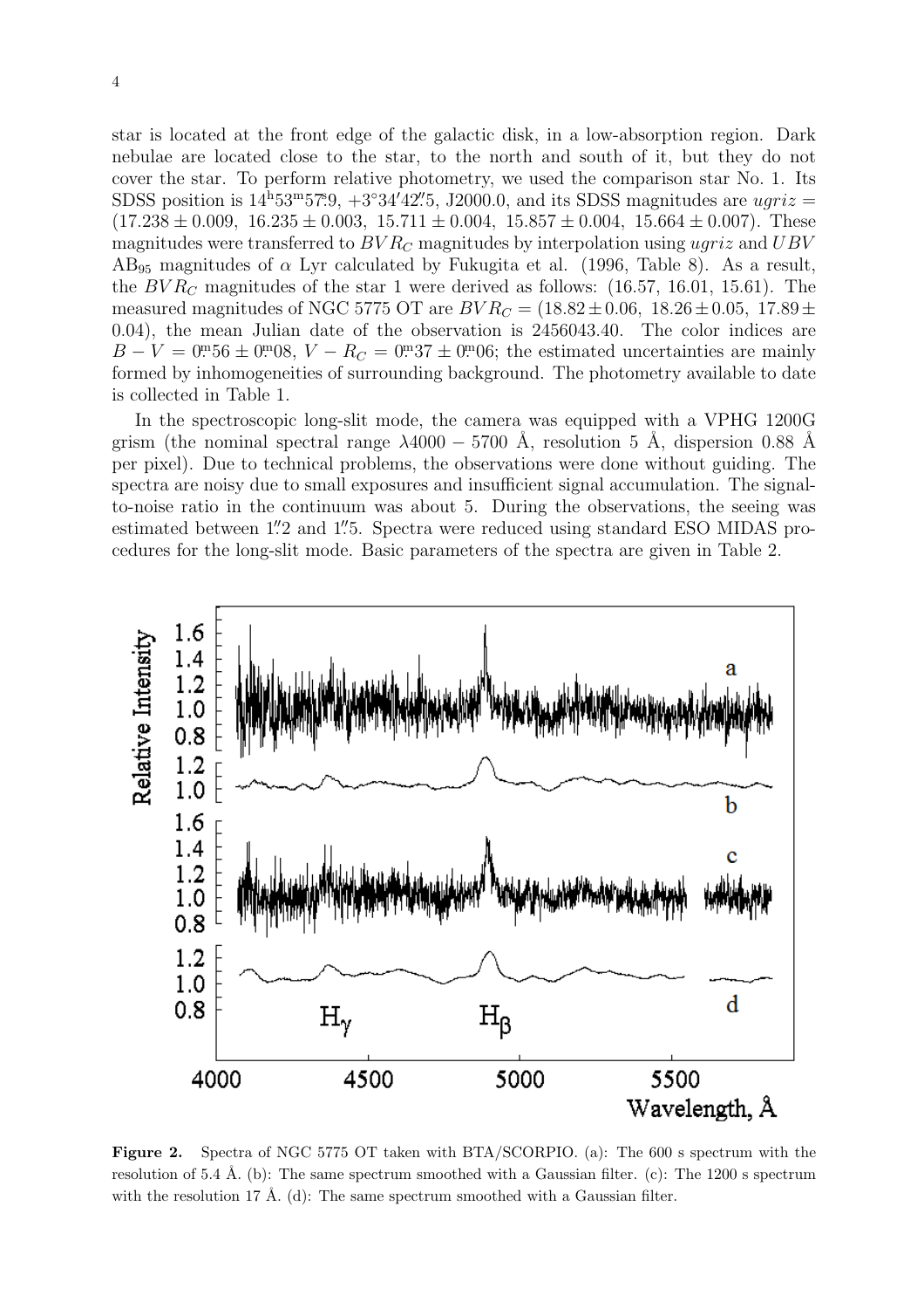star is located at the front edge of the galactic disk, in a low-absorption region. Dark nebulae are located close to the star, to the north and south of it, but they do not cover the star. To perform relative photometry, we used the comparison star No. 1. Its SDSS position is $14^{\mathrm{h}}53^{\mathrm{m}}57\overset{\mathrm{s}}{.}9$, $+3^\circ34'42\overset{''}{.}5$, J2000.0, and its SDSS magnitudes are $ugriz = (17.238 \pm 0.009,\ 16.235 \pm 0.003,\ 15.711 \pm 0.004,\ 15.857 \pm 0.004,\ 15.664 \pm 0.007)$. These magnitudes were transferred to $BVR_C$ magnitudes by interpolation using $ugriz$ and $UBV$ $\mathrm{AB}_{95}$ magnitudes of $\alpha$ Lyr calculated by Fukugita et al. (1996, Table 8). As a result, the $BVR_C$ magnitudes of the star 1 were derived as follows: (16.57, 16.01, 15.61). The measured magnitudes of NGC 5775 OT are $BVR_C = (18.82 \pm 0.06,\ 18.26 \pm 0.05,\ 17.89 \pm 0.04)$, the mean Julian date of the observation is 2456043.40. The color indices are $B - V = 0\overset{\mathrm{m}}{.}56 \pm 0\overset{\mathrm{m}}{.}08$, $V - R_C = 0\overset{\mathrm{m}}{.}37 \pm 0\overset{\mathrm{m}}{.}06$; the estimated uncertainties are mainly formed by inhomogeneities of surrounding background. The photometry available to date is collected in Table 1.

In the spectroscopic long-slit mode, the camera was equipped with a VPHG 1200G grism (the nominal spectral range $\lambda 4000 - 5700$ Å, resolution 5 Å, dispersion 0.88 Å per pixel). Due to technical problems, the observations were done without guiding. The spectra are noisy due to small exposures and insufficient signal accumulation. The signal-to-noise ratio in the continuum was about 5. During the observations, the seeing was estimated between $1\overset{''}{.}2$ and $1\overset{''}{.}5$. Spectra were reduced using standard ESO MIDAS procedures for the long-slit mode. Basic parameters of the spectra are given in Table 2.

**Figure 2.** Spectra of NGC 5775 OT taken with BTA/SCORPIO. (a): The 600 s spectrum with the resolution of 5.4 Å. (b): The same spectrum smoothed with a Gaussian filter. (c): The 1200 s spectrum with the resolution 17 Å. (d): The same spectrum smoothed with a Gaussian filter.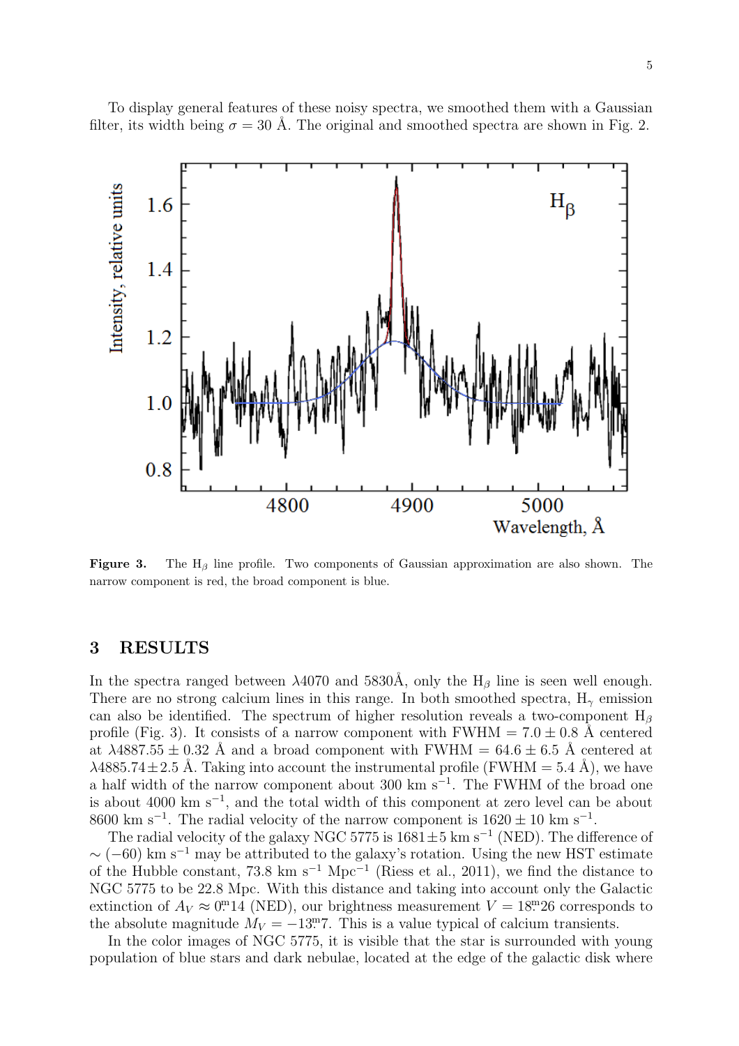To display general features of these noisy spectra, we smoothed them with a Gaussian filter, its width being $\sigma = 30$ Å. The original and smoothed spectra are shown in Fig. 2.

**Figure 3.** The $H_\beta$ line profile. Two components of Gaussian approximation are also shown. The narrow component is red, the broad component is blue.

## 3 RESULTS

In the spectra ranged between $\lambda4070$ and 5830Å, only the $H_\beta$ line is seen well enough. There are no strong calcium lines in this range. In both smoothed spectra, $H_\gamma$ emission can also be identified. The spectrum of higher resolution reveals a two-component $H_\beta$ profile (Fig. 3). It consists of a narrow component with FWHM $= 7.0 \pm 0.8$ Å centered at $\lambda4887.55 \pm 0.32$ Å and a broad component with FWHM $= 64.6 \pm 6.5$ Å centered at $\lambda4885.74 \pm 2.5$ Å. Taking into account the instrumental profile (FWHM $= 5.4$ Å), we have a half width of the narrow component about 300 km s$^{-1}$. The FWHM of the broad one is about 4000 km s$^{-1}$, and the total width of this component at zero level can be about 8600 km s$^{-1}$. The radial velocity of the narrow component is $1620 \pm 10$ km s$^{-1}$.

The radial velocity of the galaxy NGC 5775 is $1681 \pm 5$ km s$^{-1}$ (NED). The difference of $\sim(-60)$ km s$^{-1}$ may be attributed to the galaxy's rotation. Using the new HST estimate of the Hubble constant, 73.8 km s$^{-1}$ Mpc$^{-1}$ (Riess et al., 2011), we find the distance to NGC 5775 to be 22.8 Mpc. With this distance and taking into account only the Galactic extinction of $A_V \approx 0\overset{m}{.}14$ (NED), our brightness measurement $V = 18\overset{m}{.}26$ corresponds to the absolute magnitude $M_V = -13\overset{m}{.}7$. This is a value typical of calcium transients.

In the color images of NGC 5775, it is visible that the star is surrounded with young population of blue stars and dark nebulae, located at the edge of the galactic disk where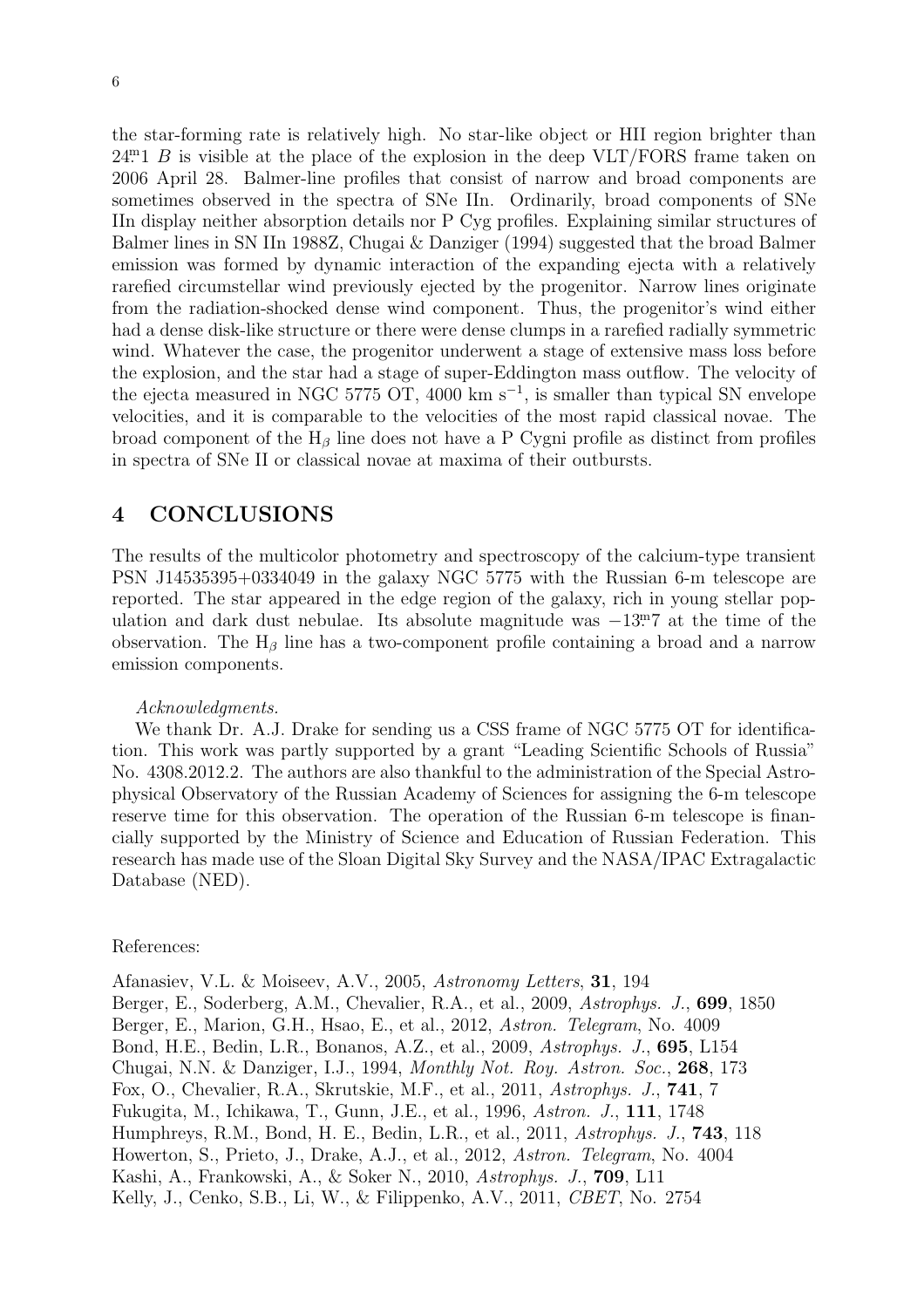the star-forming rate is relatively high. No star-like object or HII region brighter than $24^{\rm m}\!.1$ $B$ is visible at the place of the explosion in the deep VLT/FORS frame taken on 2006 April 28. Balmer-line profiles that consist of narrow and broad components are sometimes observed in the spectra of SNe IIn. Ordinarily, broad components of SNe IIn display neither absorption details nor P Cyg profiles. Explaining similar structures of Balmer lines in SN IIn 1988Z, Chugai & Danziger (1994) suggested that the broad Balmer emission was formed by dynamic interaction of the expanding ejecta with a relatively rarefied circumstellar wind previously ejected by the progenitor. Narrow lines originate from the radiation-shocked dense wind component. Thus, the progenitor's wind either had a dense disk-like structure or there were dense clumps in a rarefied radially symmetric wind. Whatever the case, the progenitor underwent a stage of extensive mass loss before the explosion, and the star had a stage of super-Eddington mass outflow. The velocity of the ejecta measured in NGC 5775 OT, 4000 km s$^{-1}$, is smaller than typical SN envelope velocities, and it is comparable to the velocities of the most rapid classical novae. The broad component of the H$_\beta$ line does not have a P Cygni profile as distinct from profiles in spectra of SNe II or classical novae at maxima of their outbursts.

## 4 CONCLUSIONS

The results of the multicolor photometry and spectroscopy of the calcium-type transient PSN J14535395+0334049 in the galaxy NGC 5775 with the Russian 6-m telescope are reported. The star appeared in the edge region of the galaxy, rich in young stellar population and dark dust nebulae. Its absolute magnitude was $-13^{\rm m}\!.7$ at the time of the observation. The H$_\beta$ line has a two-component profile containing a broad and a narrow emission components.

*Acknowledgments.*

We thank Dr. A.J. Drake for sending us a CSS frame of NGC 5775 OT for identification. This work was partly supported by a grant "Leading Scientific Schools of Russia" No. 4308.2012.2. The authors are also thankful to the administration of the Special Astrophysical Observatory of the Russian Academy of Sciences for assigning the 6-m telescope reserve time for this observation. The operation of the Russian 6-m telescope is financially supported by the Ministry of Science and Education of Russian Federation. This research has made use of the Sloan Digital Sky Survey and the NASA/IPAC Extragalactic Database (NED).

References:

Afanasiev, V.L. & Moiseev, A.V., 2005, *Astronomy Letters*, **31**, 194
Berger, E., Soderberg, A.M., Chevalier, R.A., et al., 2009, *Astrophys. J.*, **699**, 1850
Berger, E., Marion, G.H., Hsao, E., et al., 2012, *Astron. Telegram*, No. 4009
Bond, H.E., Bedin, L.R., Bonanos, A.Z., et al., 2009, *Astrophys. J.*, **695**, L154
Chugai, N.N. & Danziger, I.J., 1994, *Monthly Not. Roy. Astron. Soc.*, **268**, 173
Fox, O., Chevalier, R.A., Skrutskie, M.F., et al., 2011, *Astrophys. J.*, **741**, 7
Fukugita, M., Ichikawa, T., Gunn, J.E., et al., 1996, *Astron. J.*, **111**, 1748
Humphreys, R.M., Bond, H. E., Bedin, L.R., et al., 2011, *Astrophys. J.*, **743**, 118
Howerton, S., Prieto, J., Drake, A.J., et al., 2012, *Astron. Telegram*, No. 4004
Kashi, A., Frankowski, A., & Soker N., 2010, *Astrophys. J.*, **709**, L11
Kelly, J., Cenko, S.B., Li, W., & Filippenko, A.V., 2011, *CBET*, No. 2754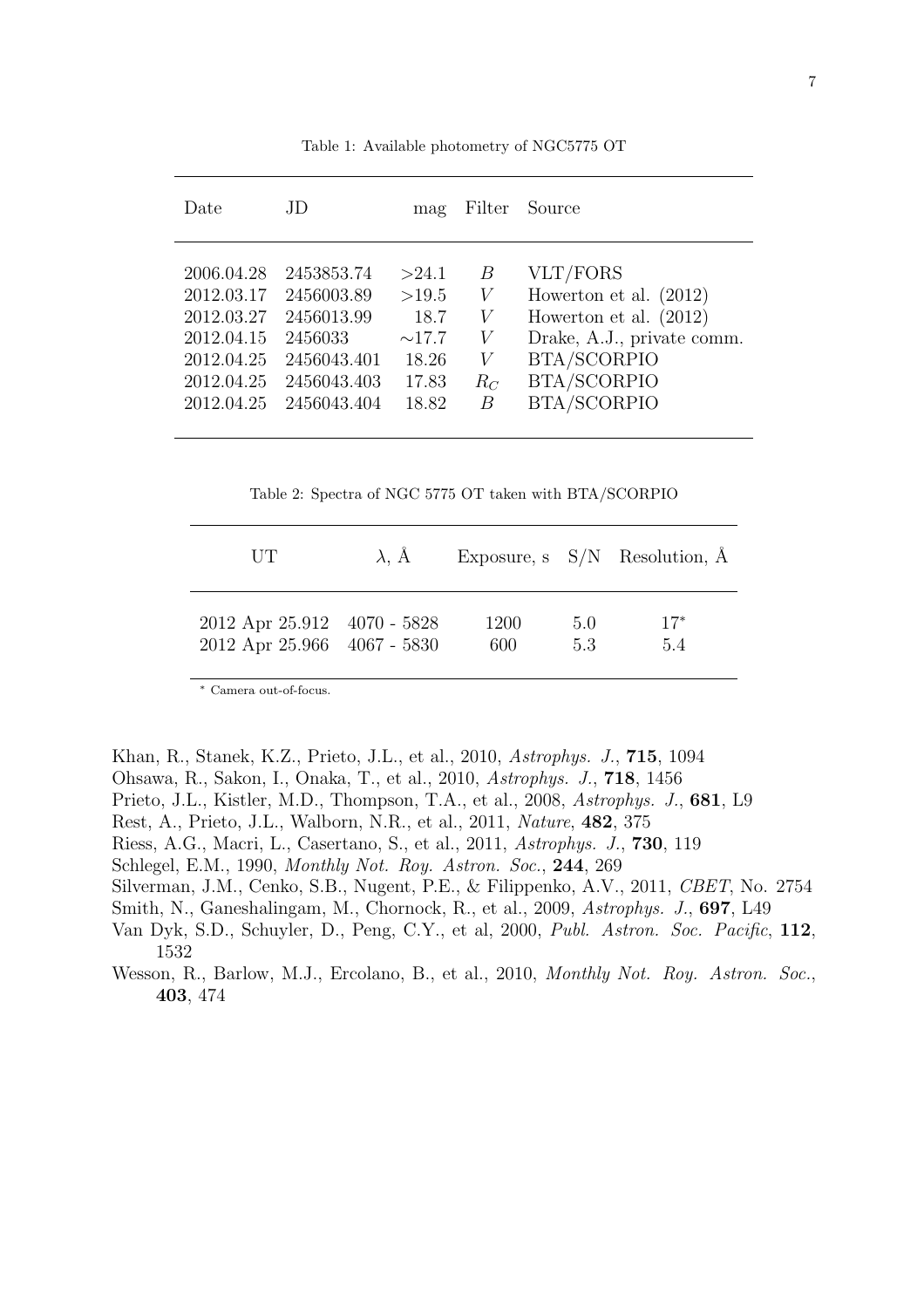Table 1: Available photometry of NGC5775 OT

| Date | JD | mag | Filter | Source |
|---|---|---|---|---|
| 2006.04.28 | 2453853.74 | >24.1 | $B$ | VLT/FORS |
| 2012.03.17 | 2456003.89 | >19.5 | $V$ | Howerton et al. (2012) |
| 2012.03.27 | 2456013.99 | 18.7 | $V$ | Howerton et al. (2012) |
| 2012.04.15 | 2456033 | ∼17.7 | $V$ | Drake, A.J., private comm. |
| 2012.04.25 | 2456043.401 | 18.26 | $V$ | BTA/SCORPIO |
| 2012.04.25 | 2456043.403 | 17.83 | $R_C$ | BTA/SCORPIO |
| 2012.04.25 | 2456043.404 | 18.82 | $B$ | BTA/SCORPIO |

Table 2: Spectra of NGC 5775 OT taken with BTA/SCORPIO

| UT | $\lambda$, Å | Exposure, s | S/N | Resolution, Å |
|---|---|---|---|---|
| 2012 Apr 25.912 | 4070 - 5828 | 1200 | 5.0 | 17* |
| 2012 Apr 25.966 | 4067 - 5830 | 600 | 5.3 | 5.4 |

* Camera out-of-focus.

Khan, R., Stanek, K.Z., Prieto, J.L., et al., 2010, *Astrophys. J.*, **715**, 1094

Ohsawa, R., Sakon, I., Onaka, T., et al., 2010, *Astrophys. J.*, **718**, 1456

Prieto, J.L., Kistler, M.D., Thompson, T.A., et al., 2008, *Astrophys. J.*, **681**, L9

Rest, A., Prieto, J.L., Walborn, N.R., et al., 2011, *Nature*, **482**, 375

Riess, A.G., Macri, L., Casertano, S., et al., 2011, *Astrophys. J.*, **730**, 119

Schlegel, E.M., 1990, *Monthly Not. Roy. Astron. Soc.*, **244**, 269

Silverman, J.M., Cenko, S.B., Nugent, P.E., & Filippenko, A.V., 2011, *CBET*, No. 2754

Smith, N., Ganeshalingam, M., Chornock, R., et al., 2009, *Astrophys. J.*, **697**, L49

Van Dyk, S.D., Schuyler, D., Peng, C.Y., et al, 2000, *Publ. Astron. Soc. Pacific*, **112**, 1532

Wesson, R., Barlow, M.J., Ercolano, B., et al., 2010, *Monthly Not. Roy. Astron. Soc.*, **403**, 474